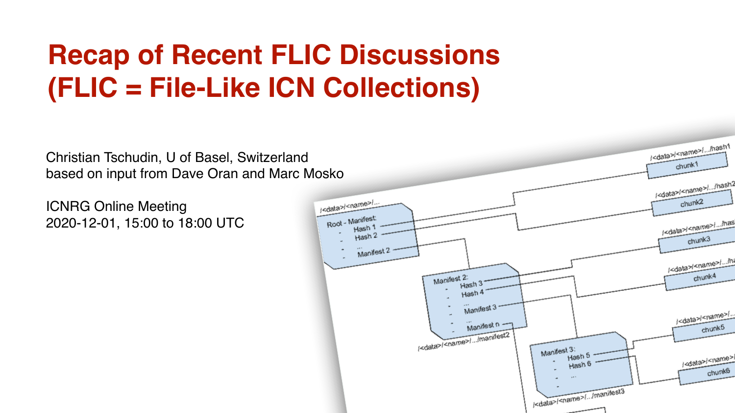# Recap of Recent FLIC Discussions (FLIC = File-Like ICN Collections)

Christian Tschudin, U of Basel, Switzerland
based on input from Dave Oran and Marc Mosko

ICNRG Online Meeting
2020-12-01, 15:00 to 18:00 UTC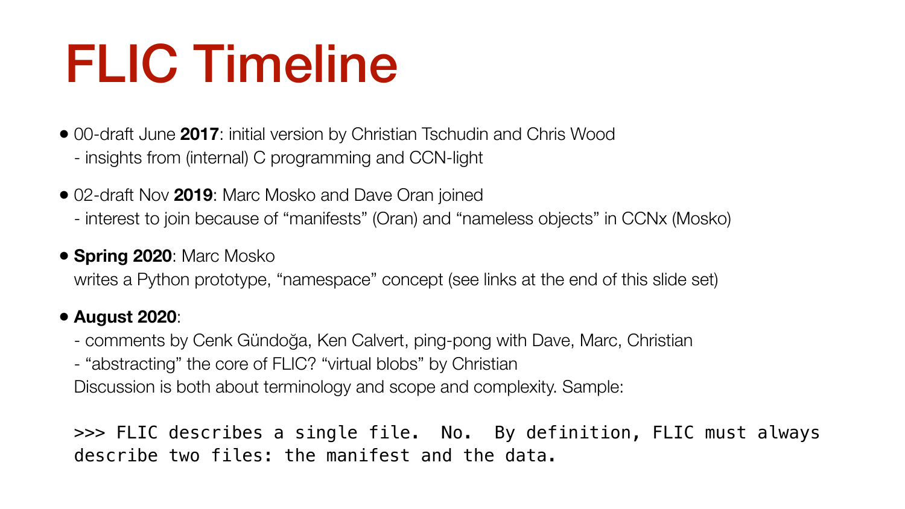# FLIC Timeline

- 00-draft June **2017**: initial version by Christian Tschudin and Chris Wood
  - insights from (internal) C programming and CCN-light
- 02-draft Nov **2019**: Marc Mosko and Dave Oran joined
  - interest to join because of “manifests” (Oran) and “nameless objects” in CCNx (Mosko)
- **Spring 2020**: Marc Mosko
  writes a Python prototype, “namespace” concept (see links at the end of this slide set)
- **August 2020**:
  - comments by Cenk Gündoğa, Ken Calvert, ping-pong with Dave, Marc, Christian
  - “abstracting” the core of FLIC? “virtual blobs” by Christian

  Discussion is both about terminology and scope and complexity. Sample:

```
>>> FLIC describes a single file.  No.  By definition, FLIC must always
describe two files: the manifest and the data.
```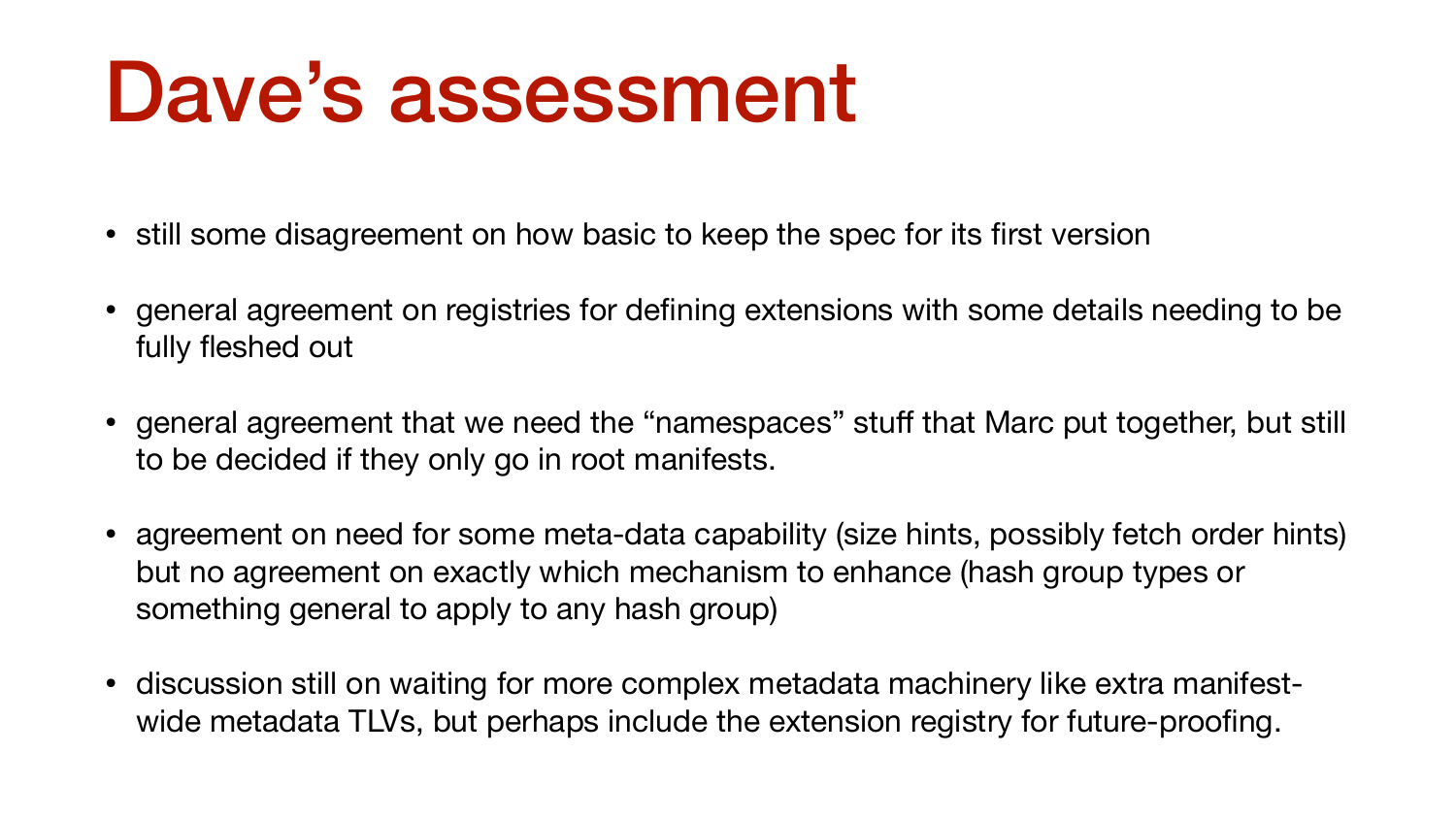# Dave’s assessment

- still some disagreement on how basic to keep the spec for its first version
- general agreement on registries for defining extensions with some details needing to be fully fleshed out
- general agreement that we need the “namespaces” stuff that Marc put together, but still to be decided if they only go in root manifests.
- agreement on need for some meta-data capability (size hints, possibly fetch order hints) but no agreement on exactly which mechanism to enhance (hash group types or something general to apply to any hash group)
- discussion still on waiting for more complex metadata machinery like extra manifest-wide metadata TLVs, but perhaps include the extension registry for future-proofing.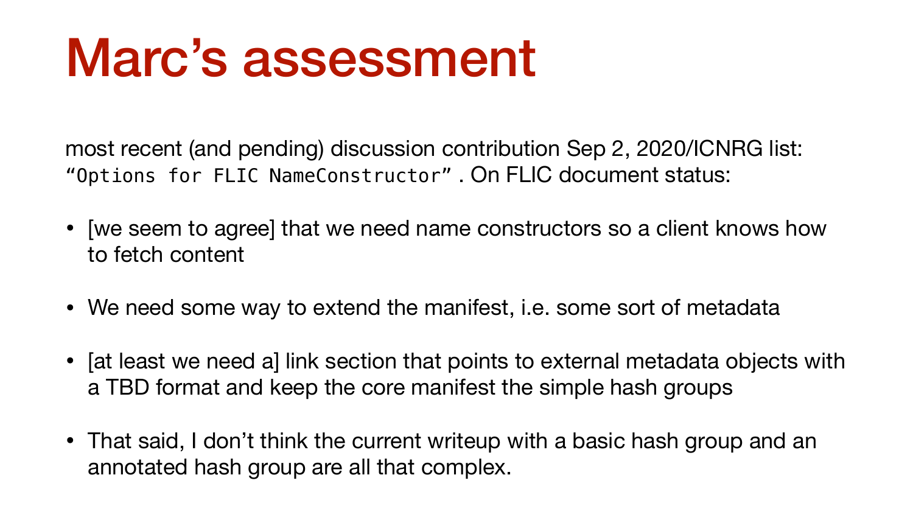# Marc’s assessment

most recent (and pending) discussion contribution Sep 2, 2020/ICNRG list: `“Options for FLIC NameConstructor”`. On FLIC document status:

- [we seem to agree] that we need name constructors so a client knows how to fetch content
- We need some way to extend the manifest, i.e. some sort of metadata
- [at least we need a] link section that points to external metadata objects with a TBD format and keep the core manifest the simple hash groups
- That said, I don’t think the current writeup with a basic hash group and an annotated hash group are all that complex.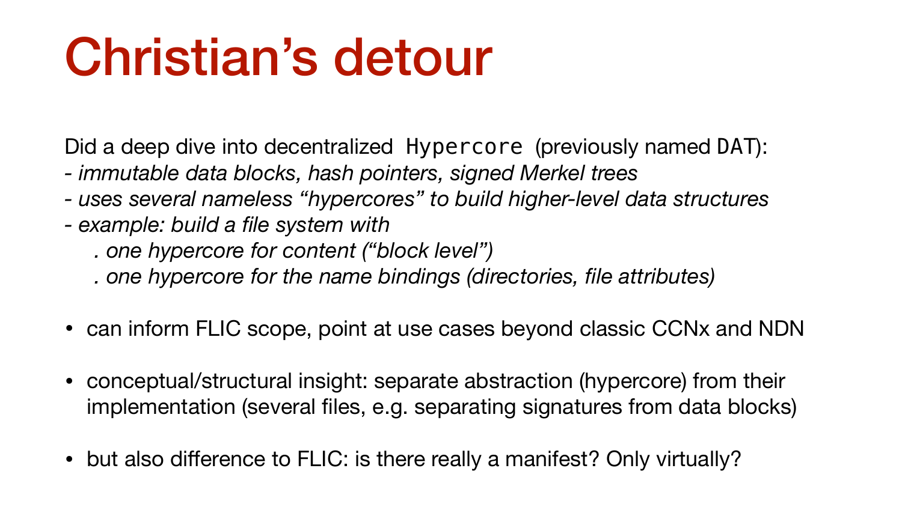# Christian's detour

Did a deep dive into decentralized `Hypercore` (previously named `DAT`):
- *immutable data blocks, hash pointers, signed Merkel trees*
- *uses several nameless "hypercores" to build higher-level data structures*
- *example: build a file system with*
    *. one hypercore for content ("block level")*
    *. one hypercore for the name bindings (directories, file attributes)*

- can inform FLIC scope, point at use cases beyond classic CCNx and NDN

- conceptual/structural insight: separate abstraction (hypercore) from their implementation (several files, e.g. separating signatures from data blocks)

- but also difference to FLIC: is there really a manifest? Only virtually?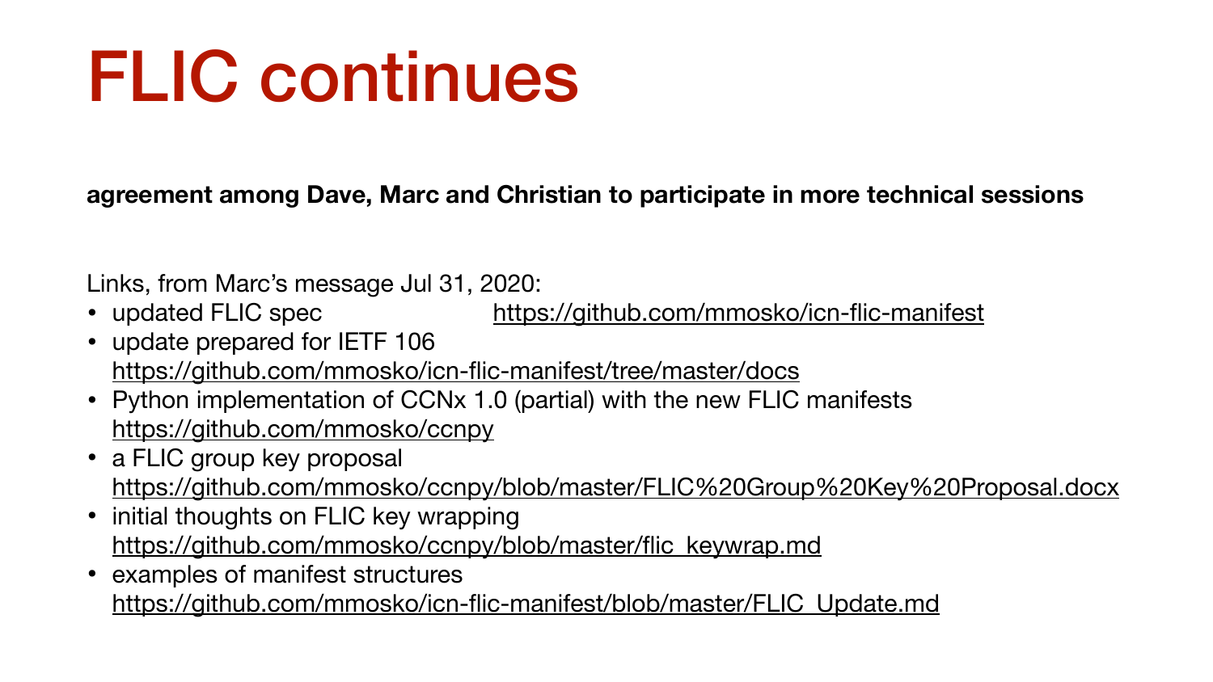# FLIC continues

**agreement among Dave, Marc and Christian to participate in more technical sessions**

Links, from Marc's message Jul 31, 2020:

- updated FLIC spec https://github.com/mmosko/icn-flic-manifest
- update prepared for IETF 106 https://github.com/mmosko/icn-flic-manifest/tree/master/docs
- Python implementation of CCNx 1.0 (partial) with the new FLIC manifests https://github.com/mmosko/ccnpy
- a FLIC group key proposal https://github.com/mmosko/ccnpy/blob/master/FLIC%20Group%20Key%20Proposal.docx
- initial thoughts on FLIC key wrapping https://github.com/mmosko/ccnpy/blob/master/flic_keywrap.md
- examples of manifest structures https://github.com/mmosko/icn-flic-manifest/blob/master/FLIC_Update.md